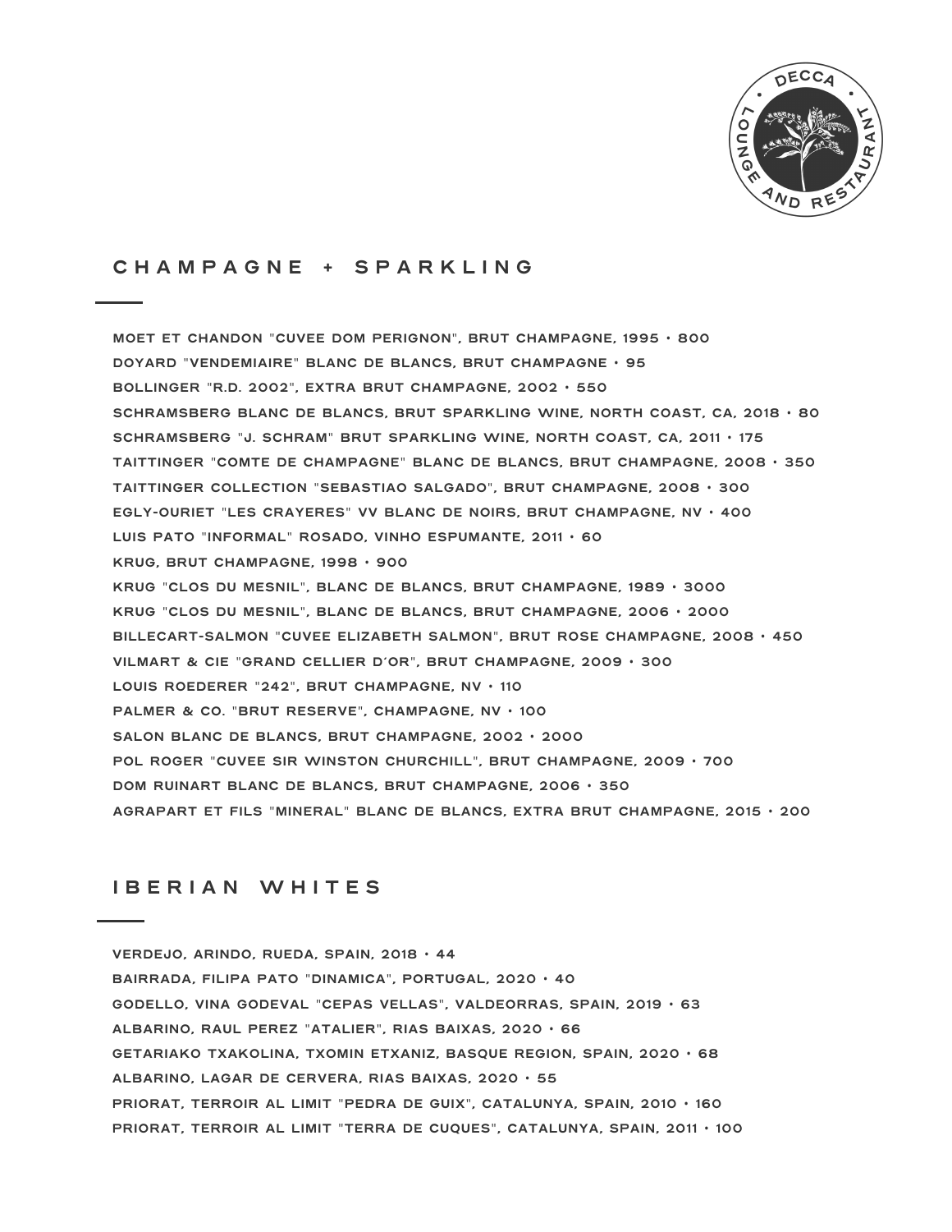DECCA LOUNGE AND RESTAURANT

## CHAMPAGNE + SPARKLING

MOET ET CHANDON "CUVEE DOM PERIGNON", BRUT CHAMPAGNE, 1995 • 800
DOYARD "VENDEMIAIRE" BLANC DE BLANCS, BRUT CHAMPAGNE • 95
BOLLINGER "R.D. 2002", EXTRA BRUT CHAMPAGNE, 2002 • 550
SCHRAMSBERG BLANC DE BLANCS, BRUT SPARKLING WINE, NORTH COAST, CA, 2018 • 80
SCHRAMSBERG "J. SCHRAM" BRUT SPARKLING WINE, NORTH COAST, CA, 2011 • 175
TAITTINGER "COMTE DE CHAMPAGNE" BLANC DE BLANCS, BRUT CHAMPAGNE, 2008 • 350
TAITTINGER COLLECTION "SEBASTIAO SALGADO", BRUT CHAMPAGNE, 2008 • 300
EGLY-OURIET "LES CRAYERES" VV BLANC DE NOIRS, BRUT CHAMPAGNE, NV • 400
LUIS PATO "INFORMAL" ROSADO, VINHO ESPUMANTE, 2011 • 60
KRUG, BRUT CHAMPAGNE, 1998 • 900
KRUG "CLOS DU MESNIL", BLANC DE BLANCS, BRUT CHAMPAGNE, 1989 • 3000
KRUG "CLOS DU MESNIL", BLANC DE BLANCS, BRUT CHAMPAGNE, 2006 • 2000
BILLECART-SALMON "CUVEE ELIZABETH SALMON", BRUT ROSE CHAMPAGNE, 2008 • 450
VILMART & CIE "GRAND CELLIER D'OR", BRUT CHAMPAGNE, 2009 • 300
LOUIS ROEDERER "242", BRUT CHAMPAGNE, NV • 110
PALMER & CO. "BRUT RESERVE", CHAMPAGNE, NV • 100
SALON BLANC DE BLANCS, BRUT CHAMPAGNE, 2002 • 2000
POL ROGER "CUVEE SIR WINSTON CHURCHILL", BRUT CHAMPAGNE, 2009 • 700
DOM RUINART BLANC DE BLANCS, BRUT CHAMPAGNE, 2006 • 350
AGRAPART ET FILS "MINERAL" BLANC DE BLANCS, EXTRA BRUT CHAMPAGNE, 2015 • 200

## IBERIAN WHITES

VERDEJO, ARINDO, RUEDA, SPAIN, 2018 • 44
BAIRRADA, FILIPA PATO "DINAMICA", PORTUGAL, 2020 • 40
GODELLO, VINA GODEVAL "CEPAS VELLAS", VALDEORRAS, SPAIN, 2019 • 63
ALBARINO, RAUL PEREZ "ATALIER", RIAS BAIXAS, 2020 • 66
GETARIAKO TXAKOLINA, TXOMIN ETXANIZ, BASQUE REGION, SPAIN, 2020 • 68
ALBARINO, LAGAR DE CERVERA, RIAS BAIXAS, 2020 • 55
PRIORAT, TERROIR AL LIMIT "PEDRA DE GUIX", CATALUNYA, SPAIN, 2010 • 160
PRIORAT, TERROIR AL LIMIT "TERRA DE CUQUES", CATALUNYA, SPAIN, 2011 • 100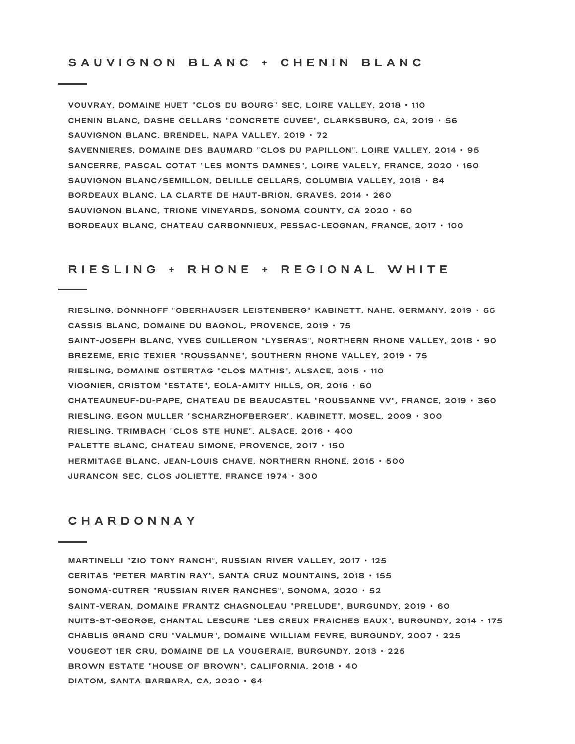## SAUVIGNON BLANC + CHENIN BLANC

VOUVRAY, DOMAINE HUET "CLOS DU BOURG" SEC, LOIRE VALLEY, 2018 • 110

CHENIN BLANC, DASHE CELLARS "CONCRETE CUVEE", CLARKSBURG, CA, 2019 • 56

SAUVIGNON BLANC, BRENDEL, NAPA VALLEY, 2019 • 72

SAVENNIERES, DOMAINE DES BAUMARD "CLOS DU PAPILLON", LOIRE VALLEY, 2014 • 95

SANCERRE, PASCAL COTAT "LES MONTS DAMNES", LOIRE VALELY, FRANCE, 2020 • 160

SAUVIGNON BLANC/SEMILLON, DELILLE CELLARS, COLUMBIA VALLEY, 2018 • 84

BORDEAUX BLANC, LA CLARTE DE HAUT-BRION, GRAVES, 2014 • 260

SAUVIGNON BLANC, TRIONE VINEYARDS, SONOMA COUNTY, CA 2020 • 60

BORDEAUX BLANC, CHATEAU CARBONNIEUX, PESSAC-LEOGNAN, FRANCE, 2017 • 100

## RIESLING + RHONE + REGIONAL WHITE

RIESLING, DONNHOFF "OBERHAUSER LEISTENBERG" KABINETT, NAHE, GERMANY, 2019 • 65

CASSIS BLANC, DOMAINE DU BAGNOL, PROVENCE, 2019 • 75

SAINT-JOSEPH BLANC, YVES CUILLERON "LYSERAS", NORTHERN RHONE VALLEY, 2018 • 90

BREZEME, ERIC TEXIER "ROUSSANNE", SOUTHERN RHONE VALLEY, 2019 • 75

RIESLING, DOMAINE OSTERTAG "CLOS MATHIS", ALSACE, 2015 • 110

VIOGNIER, CRISTOM "ESTATE", EOLA-AMITY HILLS, OR, 2016 • 60

CHATEAUNEUF-DU-PAPE, CHATEAU DE BEAUCASTEL "ROUSSANNE VV", FRANCE, 2019 • 360

RIESLING, EGON MULLER "SCHARZHOFBERGER", KABINETT, MOSEL, 2009 • 300

RIESLING, TRIMBACH "CLOS STE HUNE", ALSACE, 2016 • 400

PALETTE BLANC, CHATEAU SIMONE, PROVENCE, 2017 • 150

HERMITAGE BLANC, JEAN-LOUIS CHAVE, NORTHERN RHONE, 2015 • 500

JURANCON SEC, CLOS JOLIETTE, FRANCE 1974 • 300

## CHARDONNAY

MARTINELLI "ZIO TONY RANCH", RUSSIAN RIVER VALLEY, 2017 • 125

CERITAS "PETER MARTIN RAY", SANTA CRUZ MOUNTAINS, 2018 • 155

SONOMA-CUTRER "RUSSIAN RIVER RANCHES", SONOMA, 2020 • 52

SAINT-VERAN, DOMAINE FRANTZ CHAGNOLEAU "PRELUDE", BURGUNDY, 2019 • 60

NUITS-ST-GEORGE, CHANTAL LESCURE "LES CREUX FRAICHES EAUX", BURGUNDY, 2014 • 175

CHABLIS GRAND CRU "VALMUR", DOMAINE WILLIAM FEVRE, BURGUNDY, 2007 • 225

VOUGEOT 1ER CRU, DOMAINE DE LA VOUGERAIE, BURGUNDY, 2013 • 225

BROWN ESTATE "HOUSE OF BROWN", CALIFORNIA, 2018 • 40

DIATOM, SANTA BARBARA, CA, 2020 • 64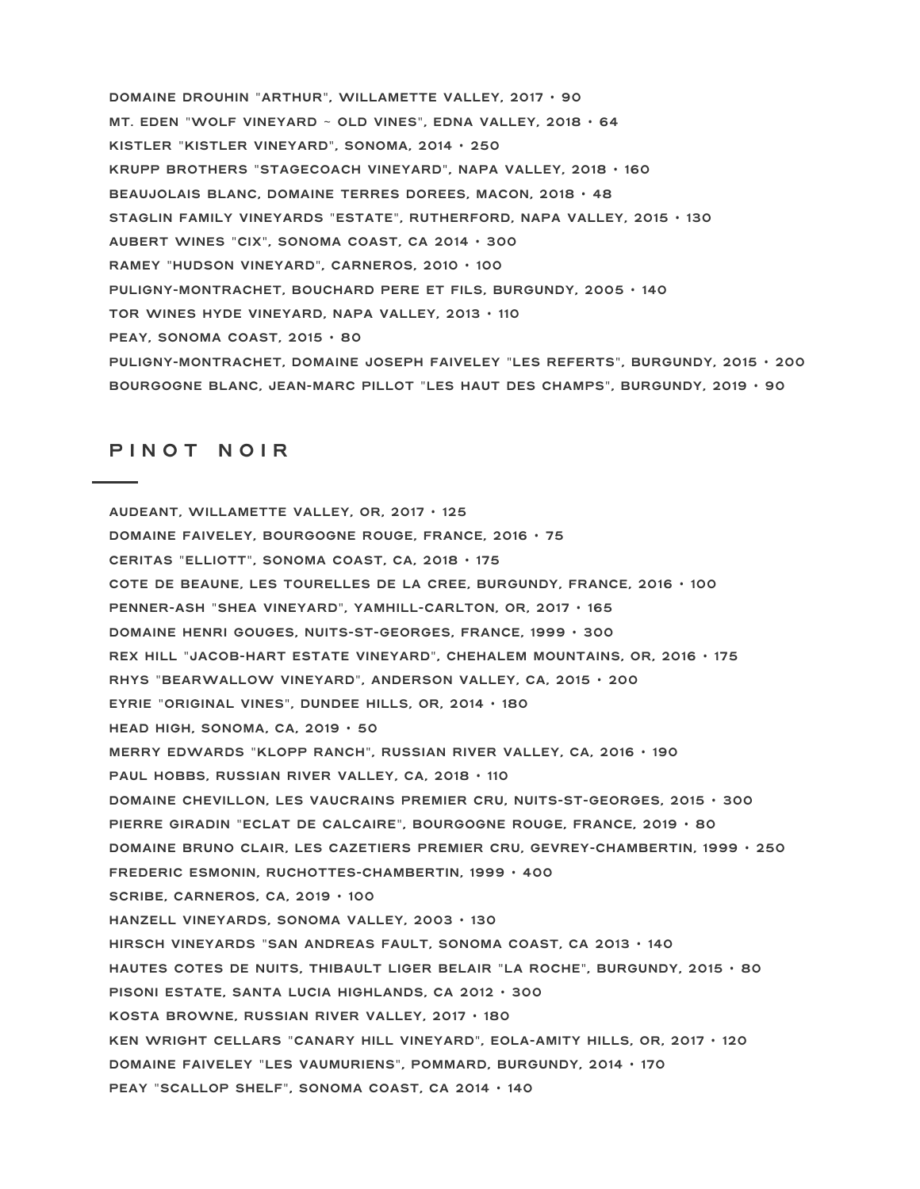DOMAINE DROUHIN "ARTHUR", WILLAMETTE VALLEY, 2017 • 90

MT. EDEN "WOLF VINEYARD ~ OLD VINES", EDNA VALLEY, 2018 • 64

KISTLER "KISTLER VINEYARD", SONOMA, 2014 • 250

KRUPP BROTHERS "STAGECOACH VINEYARD", NAPA VALLEY, 2018 • 160

BEAUJOLAIS BLANC, DOMAINE TERRES DOREES, MACON, 2018 • 48

STAGLIN FAMILY VINEYARDS "ESTATE", RUTHERFORD, NAPA VALLEY, 2015 • 130

AUBERT WINES "CIX", SONOMA COAST, CA 2014 • 300

RAMEY "HUDSON VINEYARD", CARNEROS, 2010 • 100

PULIGNY-MONTRACHET, BOUCHARD PERE ET FILS, BURGUNDY, 2005 • 140

TOR WINES HYDE VINEYARD, NAPA VALLEY, 2013 • 110

PEAY, SONOMA COAST, 2015 • 80

PULIGNY-MONTRACHET, DOMAINE JOSEPH FAIVELEY "LES REFERTS", BURGUNDY, 2015 • 200

BOURGOGNE BLANC, JEAN-MARC PILLOT "LES HAUT DES CHAMPS", BURGUNDY, 2019 • 90

## PINOT NOIR

AUDEANT, WILLAMETTE VALLEY, OR, 2017 • 125

DOMAINE FAIVELEY, BOURGOGNE ROUGE, FRANCE, 2016 • 75

CERITAS "ELLIOTT", SONOMA COAST, CA, 2018 • 175

COTE DE BEAUNE, LES TOURELLES DE LA CREE, BURGUNDY, FRANCE, 2016 • 100

PENNER-ASH "SHEA VINEYARD", YAMHILL-CARLTON, OR, 2017 • 165

DOMAINE HENRI GOUGES, NUITS-ST-GEORGES, FRANCE, 1999 • 300

REX HILL "JACOB-HART ESTATE VINEYARD", CHEHALEM MOUNTAINS, OR, 2016 • 175

RHYS "BEARWALLOW VINEYARD", ANDERSON VALLEY, CA, 2015 • 200

EYRIE "ORIGINAL VINES", DUNDEE HILLS, OR, 2014 • 180

HEAD HIGH, SONOMA, CA, 2019 • 50

MERRY EDWARDS "KLOPP RANCH", RUSSIAN RIVER VALLEY, CA, 2016 • 190

PAUL HOBBS, RUSSIAN RIVER VALLEY, CA, 2018 • 110

DOMAINE CHEVILLON, LES VAUCRAINS PREMIER CRU, NUITS-ST-GEORGES, 2015 • 300

PIERRE GIRADIN "ECLAT DE CALCAIRE", BOURGOGNE ROUGE, FRANCE, 2019 • 80

DOMAINE BRUNO CLAIR, LES CAZETIERS PREMIER CRU, GEVREY-CHAMBERTIN, 1999 • 250

FREDERIC ESMONIN, RUCHOTTES-CHAMBERTIN, 1999 • 400

SCRIBE, CARNEROS, CA, 2019 • 100

HANZELL VINEYARDS, SONOMA VALLEY, 2003 • 130

HIRSCH VINEYARDS "SAN ANDREAS FAULT, SONOMA COAST, CA 2013 • 140

HAUTES COTES DE NUITS, THIBAULT LIGER BELAIR "LA ROCHE", BURGUNDY, 2015 • 80

PISONI ESTATE, SANTA LUCIA HIGHLANDS, CA 2012 • 300

KOSTA BROWNE, RUSSIAN RIVER VALLEY, 2017 • 180

KEN WRIGHT CELLARS "CANARY HILL VINEYARD", EOLA-AMITY HILLS, OR, 2017 • 120

DOMAINE FAIVELEY "LES VAUMURIENS", POMMARD, BURGUNDY, 2014 • 170

PEAY "SCALLOP SHELF", SONOMA COAST, CA 2014 • 140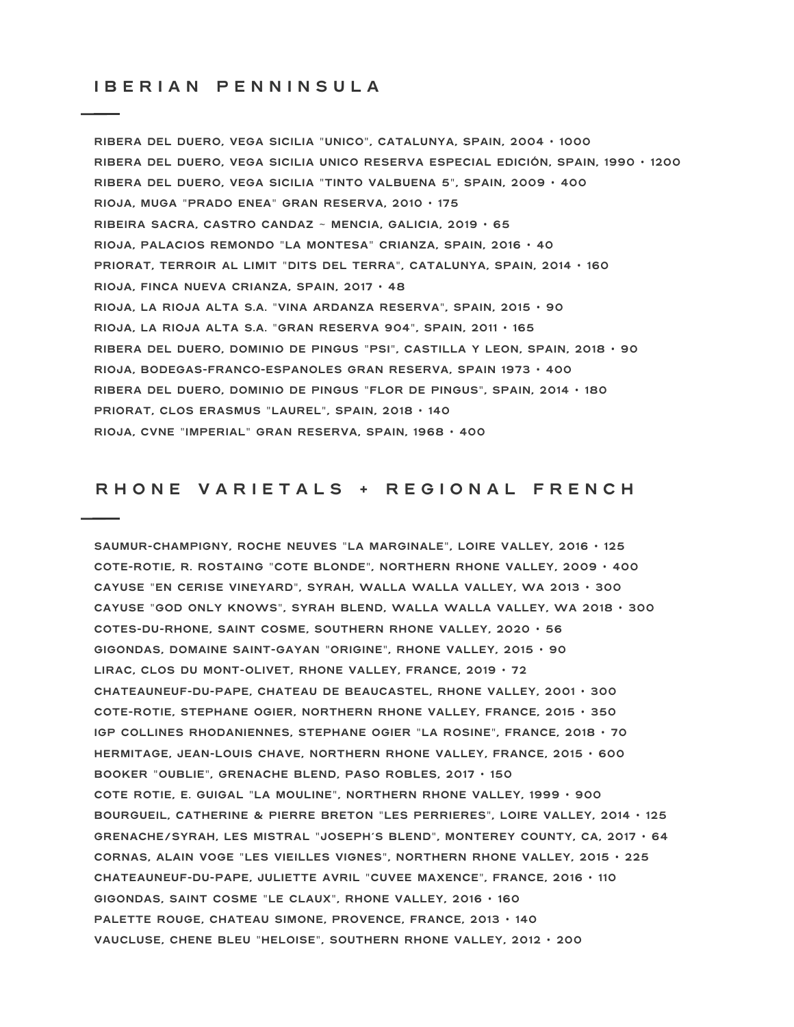## IBERIAN PENNINSULA

RIBERA DEL DUERO, VEGA SICILIA "UNICO", CATALUNYA, SPAIN, 2004 • 1000

RIBERA DEL DUERO, VEGA SICILIA UNICO RESERVA ESPECIAL EDICIÓN, SPAIN, 1990 • 1200

RIBERA DEL DUERO, VEGA SICILIA "TINTO VALBUENA 5", SPAIN, 2009 • 400

RIOJA, MUGA "PRADO ENEA" GRAN RESERVA, 2010 • 175

RIBEIRA SACRA, CASTRO CANDAZ ~ MENCIA, GALICIA, 2019 • 65

RIOJA, PALACIOS REMONDO "LA MONTESA" CRIANZA, SPAIN, 2016 • 40

PRIORAT, TERROIR AL LIMIT "DITS DEL TERRA", CATALUNYA, SPAIN, 2014 • 160

RIOJA, FINCA NUEVA CRIANZA, SPAIN, 2017 • 48

RIOJA, LA RIOJA ALTA S.A. "VINA ARDANZA RESERVA", SPAIN, 2015 • 90

RIOJA, LA RIOJA ALTA S.A. "GRAN RESERVA 904", SPAIN, 2011 • 165

RIBERA DEL DUERO, DOMINIO DE PINGUS "PSI", CASTILLA Y LEON, SPAIN, 2018 • 90

RIOJA, BODEGAS-FRANCO-ESPANOLES GRAN RESERVA, SPAIN 1973 • 400

RIBERA DEL DUERO, DOMINIO DE PINGUS "FLOR DE PINGUS", SPAIN, 2014 • 180

PRIORAT, CLOS ERASMUS "LAUREL", SPAIN, 2018 • 140

RIOJA, CVNE "IMPERIAL" GRAN RESERVA, SPAIN, 1968 • 400

## RHONE VARIETALS + REGIONAL FRENCH

SAUMUR-CHAMPIGNY, ROCHE NEUVES "LA MARGINALE", LOIRE VALLEY, 2016 • 125

COTE-ROTIE, R. ROSTAING "COTE BLONDE", NORTHERN RHONE VALLEY, 2009 • 400

CAYUSE "EN CERISE VINEYARD", SYRAH, WALLA WALLA VALLEY, WA 2013 • 300

CAYUSE "GOD ONLY KNOWS", SYRAH BLEND, WALLA WALLA VALLEY, WA 2018 • 300

COTES-DU-RHONE, SAINT COSME, SOUTHERN RHONE VALLEY, 2020 • 56

GIGONDAS, DOMAINE SAINT-GAYAN "ORIGINE", RHONE VALLEY, 2015 • 90

LIRAC, CLOS DU MONT-OLIVET, RHONE VALLEY, FRANCE, 2019 • 72

CHATEAUNEUF-DU-PAPE, CHATEAU DE BEAUCASTEL, RHONE VALLEY, 2001 • 300

COTE-ROTIE, STEPHANE OGIER, NORTHERN RHONE VALLEY, FRANCE, 2015 • 350

IGP COLLINES RHODANIENNES, STEPHANE OGIER "LA ROSINE", FRANCE, 2018 • 70

HERMITAGE, JEAN-LOUIS CHAVE, NORTHERN RHONE VALLEY, FRANCE, 2015 • 600

BOOKER "OUBLIE", GRENACHE BLEND, PASO ROBLES, 2017 • 150

COTE ROTIE, E. GUIGAL "LA MOULINE", NORTHERN RHONE VALLEY, 1999 • 900

BOURGUEIL, CATHERINE & PIERRE BRETON "LES PERRIERES", LOIRE VALLEY, 2014 • 125

GRENACHE/SYRAH, LES MISTRAL "JOSEPH'S BLEND", MONTEREY COUNTY, CA, 2017 • 64

CORNAS, ALAIN VOGE "LES VIEILLES VIGNES", NORTHERN RHONE VALLEY, 2015 • 225

CHATEAUNEUF-DU-PAPE, JULIETTE AVRIL "CUVEE MAXENCE", FRANCE, 2016 • 110

GIGONDAS, SAINT COSME "LE CLAUX", RHONE VALLEY, 2016 • 160

PALETTE ROUGE, CHATEAU SIMONE, PROVENCE, FRANCE, 2013 • 140

VAUCLUSE, CHENE BLEU "HELOISE", SOUTHERN RHONE VALLEY, 2012 • 200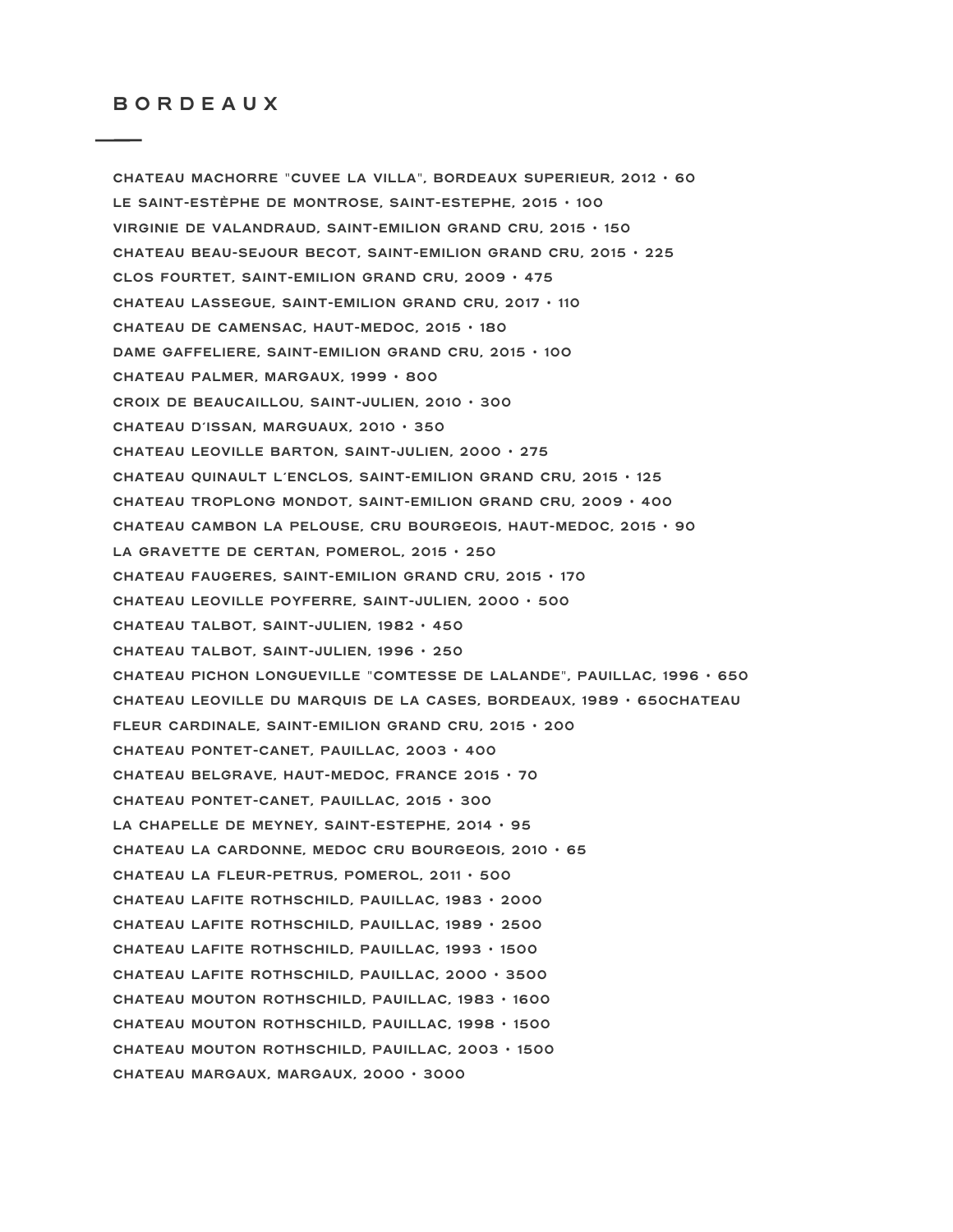# BORDEAUX

CHATEAU MACHORRE "CUVEE LA VILLA", BORDEAUX SUPERIEUR, 2012 • 60

LE SAINT-ESTÈPHE DE MONTROSE, SAINT-ESTEPHE, 2015 • 100

VIRGINIE DE VALANDRAUD, SAINT-EMILION GRAND CRU, 2015 • 150

CHATEAU BEAU-SEJOUR BECOT, SAINT-EMILION GRAND CRU, 2015 • 225

CLOS FOURTET, SAINT-EMILION GRAND CRU, 2009 • 475

CHATEAU LASSEGUE, SAINT-EMILION GRAND CRU, 2017 • 110

CHATEAU DE CAMENSAC, HAUT-MEDOC, 2015 • 180

DAME GAFFELIERE, SAINT-EMILION GRAND CRU, 2015 • 100

CHATEAU PALMER, MARGAUX, 1999 • 800

CROIX DE BEAUCAILLOU, SAINT-JULIEN, 2010 • 300

CHATEAU D'ISSAN, MARGUAUX, 2010 • 350

CHATEAU LEOVILLE BARTON, SAINT-JULIEN, 2000 • 275

CHATEAU QUINAULT L'ENCLOS, SAINT-EMILION GRAND CRU, 2015 • 125

CHATEAU TROPLONG MONDOT, SAINT-EMILION GRAND CRU, 2009 • 400

CHATEAU CAMBON LA PELOUSE, CRU BOURGEOIS, HAUT-MEDOC, 2015 • 90

LA GRAVETTE DE CERTAN, POMEROL, 2015 • 250

CHATEAU FAUGERES, SAINT-EMILION GRAND CRU, 2015 • 170

CHATEAU LEOVILLE POYFERRE, SAINT-JULIEN, 2000 • 500

CHATEAU TALBOT, SAINT-JULIEN, 1982 • 450

CHATEAU TALBOT, SAINT-JULIEN, 1996 • 250

CHATEAU PICHON LONGUEVILLE "COMTESSE DE LALANDE", PAUILLAC, 1996 • 650

CHATEAU LEOVILLE DU MARQUIS DE LA CASES, BORDEAUX, 1989 • 650CHATEAU

FLEUR CARDINALE, SAINT-EMILION GRAND CRU, 2015 • 200

CHATEAU PONTET-CANET, PAUILLAC, 2003 • 400

CHATEAU BELGRAVE, HAUT-MEDOC, FRANCE 2015 • 70

CHATEAU PONTET-CANET, PAUILLAC, 2015 • 300

LA CHAPELLE DE MEYNEY, SAINT-ESTEPHE, 2014 • 95

CHATEAU LA CARDONNE, MEDOC CRU BOURGEOIS, 2010 • 65

CHATEAU LA FLEUR-PETRUS, POMEROL, 2011 • 500

CHATEAU LAFITE ROTHSCHILD, PAUILLAC, 1983 • 2000

CHATEAU LAFITE ROTHSCHILD, PAUILLAC, 1989 • 2500

CHATEAU LAFITE ROTHSCHILD, PAUILLAC, 1993 • 1500

CHATEAU LAFITE ROTHSCHILD, PAUILLAC, 2000 • 3500

CHATEAU MOUTON ROTHSCHILD, PAUILLAC, 1983 • 1600

CHATEAU MOUTON ROTHSCHILD, PAUILLAC, 1998 • 1500

CHATEAU MOUTON ROTHSCHILD, PAUILLAC, 2003 • 1500

CHATEAU MARGAUX, MARGAUX, 2000 • 3000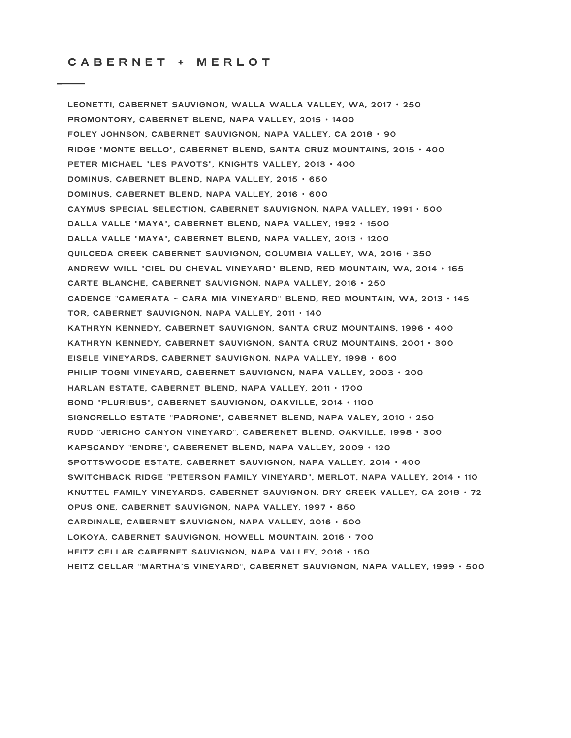## CABERNET + MERLOT

LEONETTI, CABERNET SAUVIGNON, WALLA WALLA VALLEY, WA, 2017 • 250

PROMONTORY, CABERNET BLEND, NAPA VALLEY, 2015 • 1400

FOLEY JOHNSON, CABERNET SAUVIGNON, NAPA VALLEY, CA 2018 • 90

RIDGE "MONTE BELLO", CABERNET BLEND, SANTA CRUZ MOUNTAINS, 2015 • 400

PETER MICHAEL "LES PAVOTS", KNIGHTS VALLEY, 2013 • 400

DOMINUS, CABERNET BLEND, NAPA VALLEY, 2015 • 650

DOMINUS, CABERNET BLEND, NAPA VALLEY, 2016 • 600

CAYMUS SPECIAL SELECTION, CABERNET SAUVIGNON, NAPA VALLEY, 1991 • 500

DALLA VALLE "MAYA", CABERNET BLEND, NAPA VALLEY, 1992 • 1500

DALLA VALLE "MAYA", CABERNET BLEND, NAPA VALLEY, 2013 • 1200

QUILCEDA CREEK CABERNET SAUVIGNON, COLUMBIA VALLEY, WA, 2016 • 350

ANDREW WILL "CIEL DU CHEVAL VINEYARD" BLEND, RED MOUNTAIN, WA, 2014 • 165

CARTE BLANCHE, CABERNET SAUVIGNON, NAPA VALLEY, 2016 • 250

CADENCE "CAMERATA ~ CARA MIA VINEYARD" BLEND, RED MOUNTAIN, WA, 2013 • 145

TOR, CABERNET SAUVIGNON, NAPA VALLEY, 2011 • 140

KATHRYN KENNEDY, CABERNET SAUVIGNON, SANTA CRUZ MOUNTAINS, 1996 • 400

KATHRYN KENNEDY, CABERNET SAUVIGNON, SANTA CRUZ MOUNTAINS, 2001 • 300

EISELE VINEYARDS, CABERNET SAUVIGNON, NAPA VALLEY, 1998 • 600

PHILIP TOGNI VINEYARD, CABERNET SAUVIGNON, NAPA VALLEY, 2003 • 200

HARLAN ESTATE, CABERNET BLEND, NAPA VALLEY, 2011 • 1700

BOND "PLURIBUS", CABERNET SAUVIGNON, OAKVILLE, 2014 • 1100

SIGNORELLO ESTATE "PADRONE", CABERNET BLEND, NAPA VALEY, 2010 • 250

RUDD "JERICHO CANYON VINEYARD", CABERENET BLEND, OAKVILLE, 1998 • 300

KAPSCANDY "ENDRE", CABERENET BLEND, NAPA VALLEY, 2009 • 120

SPOTTSWOODE ESTATE, CABERNET SAUVIGNON, NAPA VALLEY, 2014 • 400

SWITCHBACK RIDGE "PETERSON FAMILY VINEYARD", MERLOT, NAPA VALLEY, 2014 • 110

KNUTTEL FAMILY VINEYARDS, CABERNET SAUVIGNON, DRY CREEK VALLEY, CA 2018 • 72

OPUS ONE, CABERNET SAUVIGNON, NAPA VALLEY, 1997 • 850

CARDINALE, CABERNET SAUVIGNON, NAPA VALLEY, 2016 • 500

LOKOYA, CABERNET SAUVIGNON, HOWELL MOUNTAIN, 2016 • 700

HEITZ CELLAR CABERNET SAUVIGNON, NAPA VALLEY, 2016 • 150

HEITZ CELLAR "MARTHA'S VINEYARD", CABERNET SAUVIGNON, NAPA VALLEY, 1999 • 500